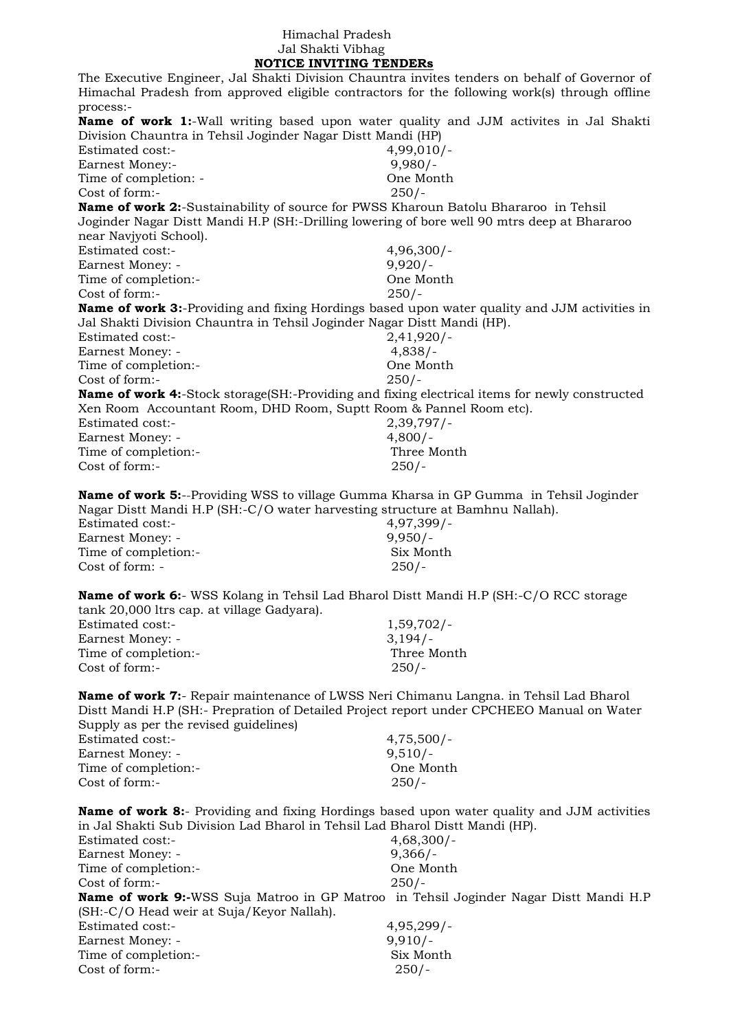Himachal Pradesh

Jal Shakti Vibhag

**NOTICE INVITING TENDERs**

The Executive Engineer, Jal Shakti Division Chauntra invites tenders on behalf of Governor of Himachal Pradesh from approved eligible contractors for the following work(s) through offline process:-

**Name of work 1:**-Wall writing based upon water quality and JJM activites in Jal Shakti Division Chauntra in Tehsil Joginder Nagar Distt Mandi (HP)

Estimated cost:- 4,99,010/-
Earnest Money:- 9,980/-
Time of completion: - One Month
Cost of form:- 250/-

**Name of work 2:**-Sustainability of source for PWSS Kharoun Batolu Bhararoo in Tehsil Joginder Nagar Distt Mandi H.P (SH:-Drilling lowering of bore well 90 mtrs deep at Bhararoo near Navjyoti School).

Estimated cost:- 4,96,300/-
Earnest Money: - 9,920/-
Time of completion:- One Month
Cost of form:- 250/-

**Name of work 3:**-Providing and fixing Hordings based upon water quality and JJM activities in Jal Shakti Division Chauntra in Tehsil Joginder Nagar Distt Mandi (HP).

Estimated cost:- 2,41,920/-
Earnest Money: - 4,838/-
Time of completion:- One Month
Cost of form:- 250/-

**Name of work 4:**-Stock storage(SH:-Providing and fixing electrical items for newly constructed Xen Room Accountant Room, DHD Room, Suptt Room & Pannel Room etc).

Estimated cost:- 2,39,797/-
Earnest Money: - 4,800/-
Time of completion:- Three Month
Cost of form:- 250/-

**Name of work 5:**--Providing WSS to village Gumma Kharsa in GP Gumma in Tehsil Joginder Nagar Distt Mandi H.P (SH:-C/O water harvesting structure at Bamhnu Nallah).

Estimated cost:- 4,97,399/-
Earnest Money: - 9,950/-
Time of completion:- Six Month
Cost of form: - 250/-

**Name of work 6:**- WSS Kolang in Tehsil Lad Bharol Distt Mandi H.P (SH:-C/O RCC storage tank 20,000 ltrs cap. at village Gadyara).

Estimated cost:- 1,59,702/-
Earnest Money: - 3,194/-
Time of completion:- Three Month
Cost of form:- 250/-

**Name of work 7:**- Repair maintenance of LWSS Neri Chimanu Langna. in Tehsil Lad Bharol Distt Mandi H.P (SH:- Prepration of Detailed Project report under CPCHEEO Manual on Water Supply as per the revised guidelines)

Estimated cost:- 4,75,500/-
Earnest Money: - 9,510/-
Time of completion:- One Month
Cost of form:- 250/-

**Name of work 8:**- Providing and fixing Hordings based upon water quality and JJM activities in Jal Shakti Sub Division Lad Bharol in Tehsil Lad Bharol Distt Mandi (HP).

Estimated cost:- 4,68,300/-
Earnest Money: - 9,366/-
Time of completion:- One Month
Cost of form:- 250/-

**Name of work 9:**-WSS Suja Matroo in GP Matroo in Tehsil Joginder Nagar Distt Mandi H.P (SH:-C/O Head weir at Suja/Keyor Nallah).

Estimated cost:- 4,95,299/-
Earnest Money: - 9,910/-
Time of completion:- Six Month
Cost of form:- 250/-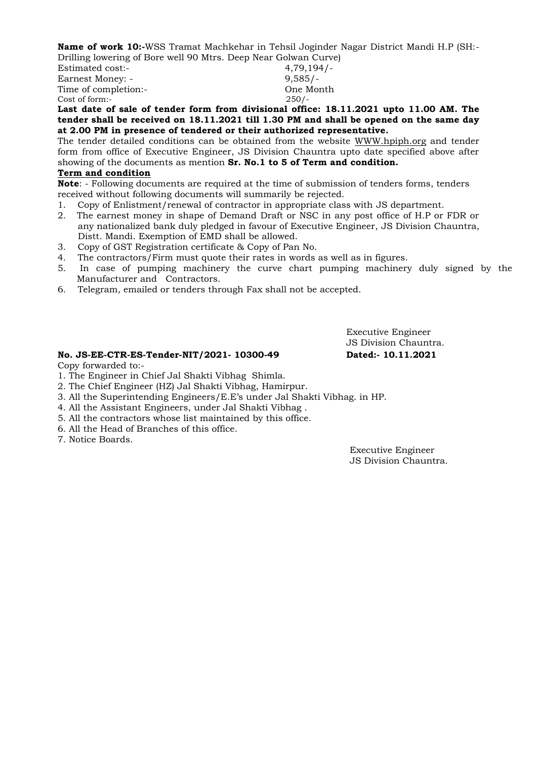**Name of work 10:-**WSS Tramat Machkehar in Tehsil Joginder Nagar District Mandi H.P (SH:- Drilling lowering of Bore well 90 Mtrs. Deep Near Golwan Curve)

| | |
|---|---|
| Estimated cost:- | 4,79,194/- |
| Earnest Money: - | 9,585/- |
| Time of completion:- | One Month |
| Cost of form:- | 250/- |

**Last date of sale of tender form from divisional office: 18.11.2021 upto 11.00 AM. The tender shall be received on 18.11.2021 till 1.30 PM and shall be opened on the same day at 2.00 PM in presence of tendered or their authorized representative.**

The tender detailed conditions can be obtained from the website WWW.hpiph.org and tender form from office of Executive Engineer, JS Division Chauntra upto date specified above after showing of the documents as mention **Sr. No.1 to 5 of Term and condition.**

**Term and condition**

**Note**: - Following documents are required at the time of submission of tenders forms, tenders received without following documents will summarily be rejected.

1. Copy of Enlistment/renewal of contractor in appropriate class with JS department.
2. The earnest money in shape of Demand Draft or NSC in any post office of H.P or FDR or any nationalized bank duly pledged in favour of Executive Engineer, JS Division Chauntra, Distt. Mandi. Exemption of EMD shall be allowed.
3. Copy of GST Registration certificate & Copy of Pan No.
4. The contractors/Firm must quote their rates in words as well as in figures.
5. In case of pumping machinery the curve chart pumping machinery duly signed by the Manufacturer and Contractors.
6. Telegram, emailed or tenders through Fax shall not be accepted.

Executive Engineer
JS Division Chauntra.

**No. JS-EE-CTR-ES-Tender-NIT/2021- 10300-49** **Dated:- 10.11.2021**

Copy forwarded to:-

1. The Engineer in Chief Jal Shakti Vibhag Shimla.
2. The Chief Engineer (HZ) Jal Shakti Vibhag, Hamirpur.
3. All the Superintending Engineers/E.E's under Jal Shakti Vibhag. in HP.
4. All the Assistant Engineers, under Jal Shakti Vibhag .
5. All the contractors whose list maintained by this office.
6. All the Head of Branches of this office.
7. Notice Boards.

Executive Engineer
JS Division Chauntra.